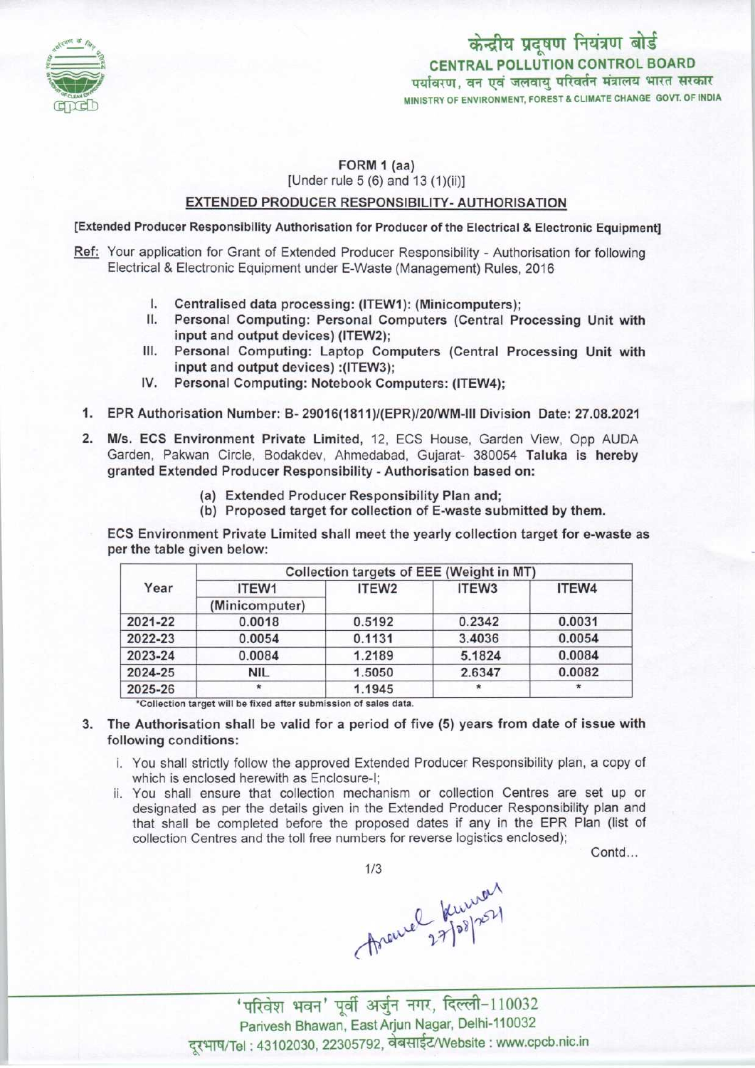केन्द्रीय प्रदूषण नियंत्रण बोर्ड
**CENTRAL POLLUTION CONTROL BOARD**
पर्यावरण, वन एवं जलवायु परिवर्तन मंत्रालय भारत सरकार
MINISTRY OF ENVIRONMENT, FOREST & CLIMATE CHANGE GOVT. OF INDIA

## FORM 1 (aa)
[Under rule 5 (6) and 13 (1)(ii)]

## EXTENDED PRODUCER RESPONSIBILITY- AUTHORISATION

**[Extended Producer Responsibility Authorisation for Producer of the Electrical & Electronic Equipment]**

Ref: Your application for Grant of Extended Producer Responsibility - Authorisation for following Electrical & Electronic Equipment under E-Waste (Management) Rules, 2016

I. **Centralised data processing: (ITEW1): (Minicomputers);**
II. **Personal Computing: Personal Computers (Central Processing Unit with input and output devices) (ITEW2);**
III. **Personal Computing: Laptop Computers (Central Processing Unit with input and output devices) :(ITEW3);**
IV. **Personal Computing: Notebook Computers: (ITEW4);**

1. **EPR Authorisation Number: B- 29016(1811)/(EPR)/20/WM-III Division Date: 27.08.2021**

2. **M/s. ECS Environment Private Limited,** 12, ECS House, Garden View, Opp AUDA Garden, Pakwan Circle, Bodakdev, Ahmedabad, Gujarat- 380054 **Taluka is hereby granted Extended Producer Responsibility - Authorisation based on:**

   (a) **Extended Producer Responsibility Plan and;**
   (b) **Proposed target for collection of E-waste submitted by them.**

**ECS Environment Private Limited shall meet the yearly collection target for e-waste as per the table given below:**

| Year | Collection targets of EEE (Weight in MT) | | | |
|---|---|---|---|---|
| | ITEW1 (Minicomputer) | ITEW2 | ITEW3 | ITEW4 |
| 2021-22 | 0.0018 | 0.5192 | 0.2342 | 0.0031 |
| 2022-23 | 0.0054 | 0.1131 | 3.4036 | 0.0054 |
| 2023-24 | 0.0084 | 1.2189 | 5.1824 | 0.0084 |
| 2024-25 | NIL | 1.5050 | 2.6347 | 0.0082 |
| 2025-26 | * | 1.1945 | * | * |

*Collection target will be fixed after submission of sales data.

3. **The Authorisation shall be valid for a period of five (5) years from date of issue with following conditions:**

   i. You shall strictly follow the approved Extended Producer Responsibility plan, a copy of which is enclosed herewith as Enclosure-I;
   ii. You shall ensure that collection mechanism or collection Centres are set up or designated as per the details given in the Extended Producer Responsibility plan and that shall be completed before the proposed dates if any in the EPR Plan (list of collection Centres and the toll free numbers for reverse logistics enclosed);

Contd...

Anand Kumar 27/08/2021

'परिवेश भवन' पूर्वी अर्जुन नगर, दिल्ली-110032
Parivesh Bhawan, East Arjun Nagar, Delhi-110032
दूरभाष/Tel : 43102030, 22305792, वेबसाईट/Website : www.cpcb.nic.in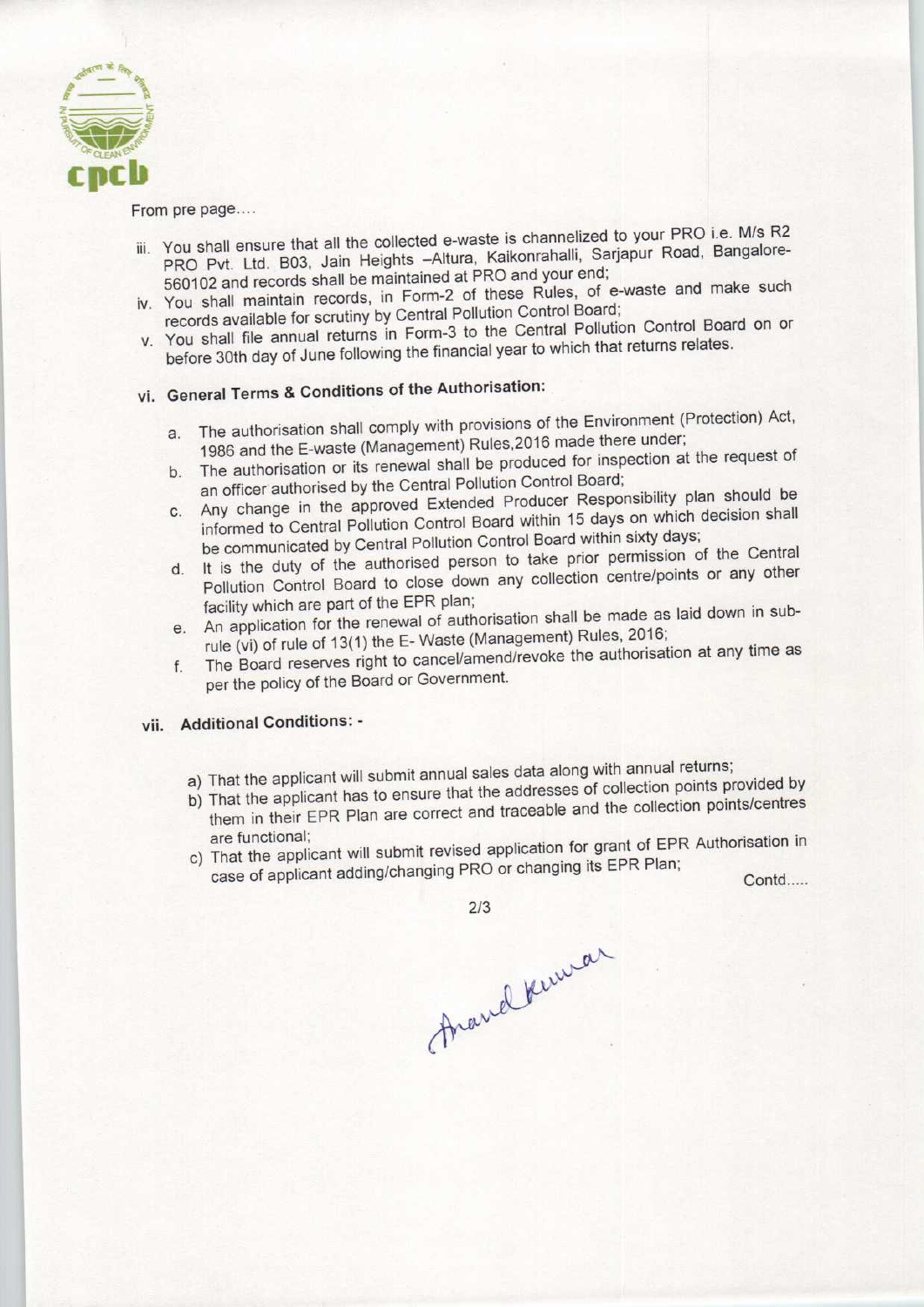From pre page....

iii. You shall ensure that all the collected e-waste is channelized to your PRO i.e. M/s R2 PRO Pvt. Ltd. B03, Jain Heights –Altura, Kaikonrahalli, Sarjapur Road, Bangalore-560102 and records shall be maintained at PRO and your end;

iv. You shall maintain records, in Form-2 of these Rules, of e-waste and make such records available for scrutiny by Central Pollution Control Board;

v. You shall file annual returns in Form-3 to the Central Pollution Control Board on or before 30th day of June following the financial year to which that returns relates.

vi. **General Terms & Conditions of the Authorisation:**

a. The authorisation shall comply with provisions of the Environment (Protection) Act, 1986 and the E-waste (Management) Rules,2016 made there under;

b. The authorisation or its renewal shall be produced for inspection at the request of an officer authorised by the Central Pollution Control Board;

c. Any change in the approved Extended Producer Responsibility plan should be informed to Central Pollution Control Board within 15 days on which decision shall be communicated by Central Pollution Control Board within sixty days;

d. It is the duty of the authorised person to take prior permission of the Central Pollution Control Board to close down any collection centre/points or any other facility which are part of the EPR plan;

e. An application for the renewal of authorisation shall be made as laid down in sub-rule (vi) of rule of 13(1) the E- Waste (Management) Rules, 2016;

f. The Board reserves right to cancel/amend/revoke the authorisation at any time as per the policy of the Board or Government.

vii. **Additional Conditions: -**

a) That the applicant will submit annual sales data along with annual returns;

b) That the applicant has to ensure that the addresses of collection points provided by them in their EPR Plan are correct and traceable and the collection points/centres are functional;

c) That the applicant will submit revised application for grant of EPR Authorisation in case of applicant adding/changing PRO or changing its EPR Plan;

Contd.....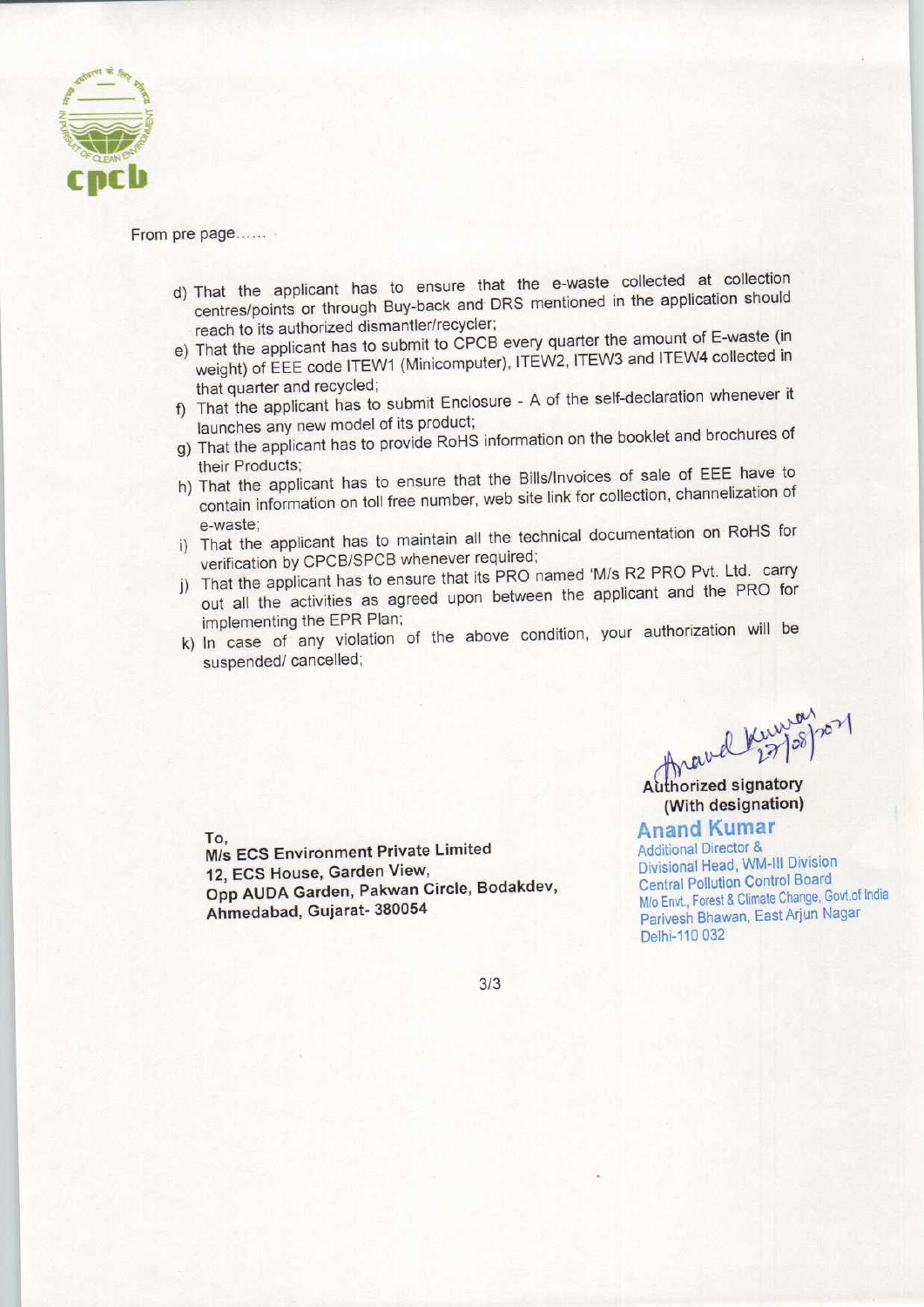From pre page......

d) That the applicant has to ensure that the e-waste collected at collection centres/points or through Buy-back and DRS mentioned in the application should reach to its authorized dismantler/recycler;
e) That the applicant has to submit to CPCB every quarter the amount of E-waste (in weight) of EEE code ITEW1 (Minicomputer), ITEW2, ITEW3 and ITEW4 collected in that quarter and recycled;
f) That the applicant has to submit Enclosure - A of the self-declaration whenever it launches any new model of its product;
g) That the applicant has to provide RoHS information on the booklet and brochures of their Products;
h) That the applicant has to ensure that the Bills/Invoices of sale of EEE have to contain information on toll free number, web site link for collection, channelization of e-waste;
i) That the applicant has to maintain all the technical documentation on RoHS for verification by CPCB/SPCB whenever required;
j) That the applicant has to ensure that its PRO named 'M/s R2 PRO Pvt. Ltd. carry out all the activities as agreed upon between the applicant and the PRO for implementing the EPR Plan;
k) In case of any violation of the above condition, your authorization will be suspended/ cancelled;

Anand Kumar 27/08/2021

**Authorized signatory**
**(With designation)**

**Anand Kumar**
Additional Director &
Divisional Head, WM-III Division
Central Pollution Control Board
M/o Envt., Forest & Climate Change, Govt.of India
Parivesh Bhawan, East Arjun Nagar
Delhi-110 032

To,
**M/s ECS Environment Private Limited**
**12, ECS House, Garden View,**
**Opp AUDA Garden, Pakwan Circle, Bodakdev,**
**Ahmedabad, Gujarat- 380054**